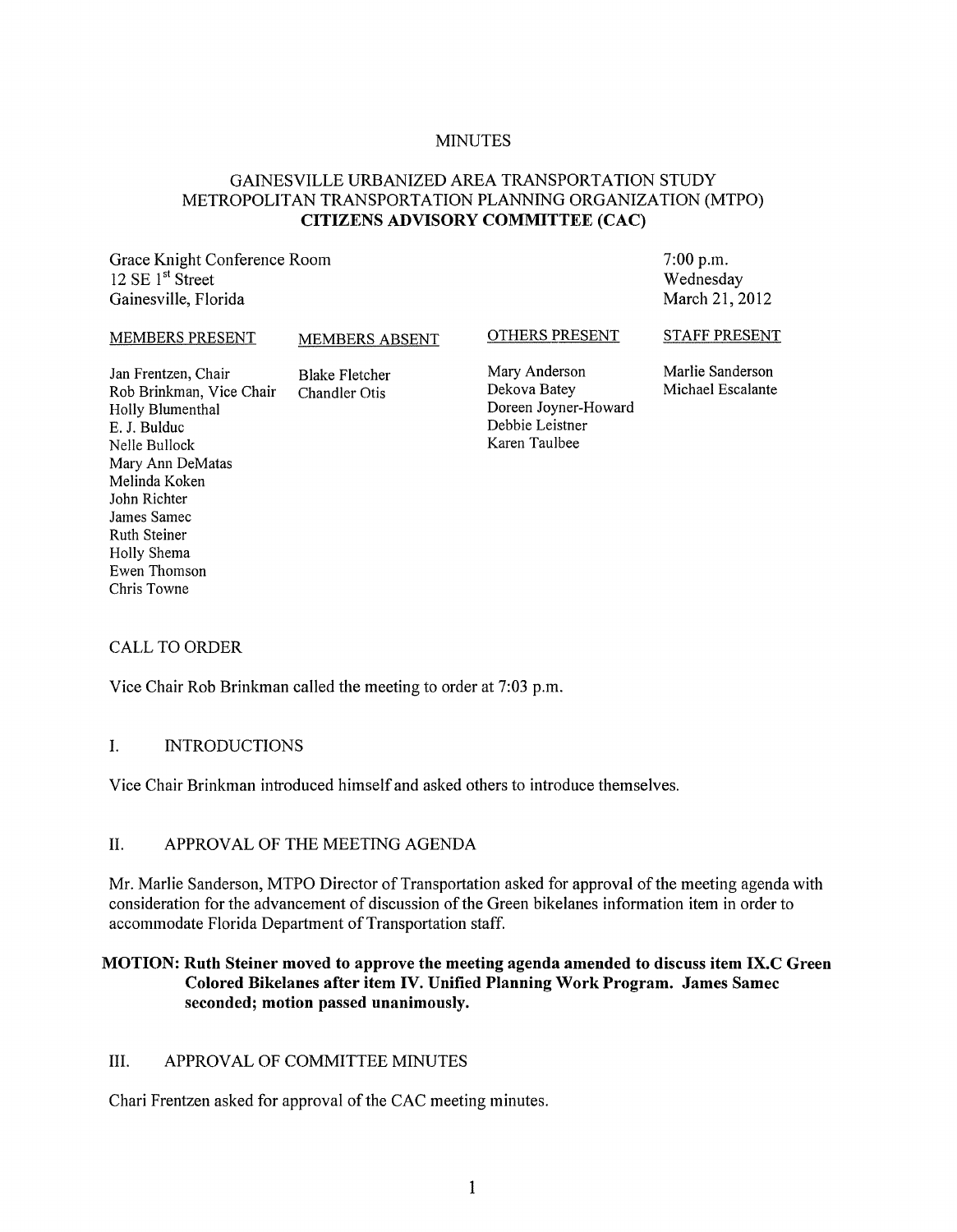# MINUTES

## GAINESVILLE URBANIZED AREA TRANSPORTATION STUDY
## METROPOLITAN TRANSPORTATION PLANNING ORGANIZATION (MTPO)
## CITIZENS ADVISORY COMMITTEE (CAC)

Grace Knight Conference Room
12 SE 1st Street
Gainesville, Florida

7:00 p.m.
Wednesday
March 21, 2012

| MEMBERS PRESENT | MEMBERS ABSENT | OTHERS PRESENT | STAFF PRESENT |
|---|---|---|---|
| Jan Frentzen, Chair | Blake Fletcher | Mary Anderson | Marlie Sanderson |
| Rob Brinkman, Vice Chair | Chandler Otis | Dekova Batey | Michael Escalante |
| Holly Blumenthal | | Doreen Joyner-Howard | |
| E. J. Bulduc | | Debbie Leistner | |
| Nelle Bullock | | Karen Taulbee | |
| Mary Ann DeMatas | | | |
| Melinda Koken | | | |
| John Richter | | | |
| James Samec | | | |
| Ruth Steiner | | | |
| Holly Shema | | | |
| Ewen Thomson | | | |
| Chris Towne | | | |

CALL TO ORDER

Vice Chair Rob Brinkman called the meeting to order at 7:03 p.m.

I. INTRODUCTIONS

Vice Chair Brinkman introduced himself and asked others to introduce themselves.

II. APPROVAL OF THE MEETING AGENDA

Mr. Marlie Sanderson, MTPO Director of Transportation asked for approval of the meeting agenda with consideration for the advancement of discussion of the Green bikelanes information item in order to accommodate Florida Department of Transportation staff.

**MOTION: Ruth Steiner moved to approve the meeting agenda amended to discuss item IX.C Green Colored Bikelanes after item IV. Unified Planning Work Program. James Samec seconded; motion passed unanimously.**

III. APPROVAL OF COMMITTEE MINUTES

Chari Frentzen asked for approval of the CAC meeting minutes.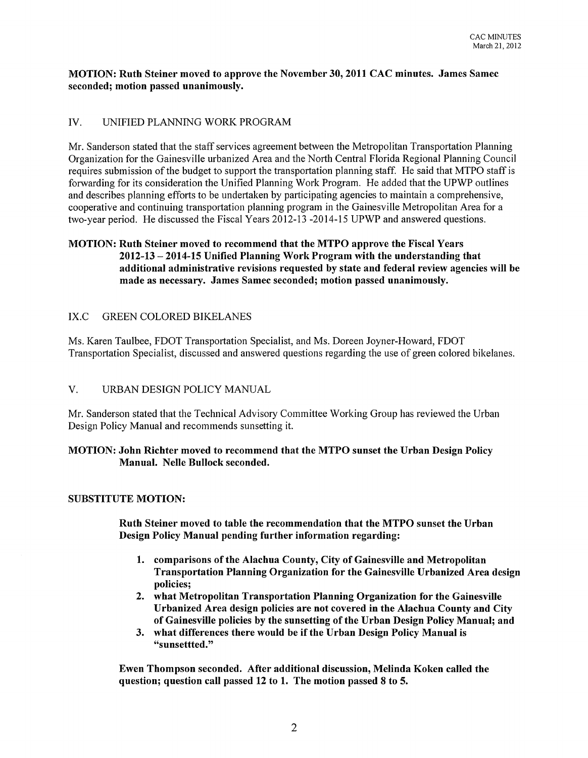**MOTION: Ruth Steiner moved to approve the November 30, 2011 CAC minutes. James Samec seconded; motion passed unanimously.**

## IV. UNIFIED PLANNING WORK PROGRAM

Mr. Sanderson stated that the staff services agreement between the Metropolitan Transportation Planning Organization for the Gainesville urbanized Area and the North Central Florida Regional Planning Council requires submission of the budget to support the transportation planning staff. He said that MTPO staff is forwarding for its consideration the Unified Planning Work Program. He added that the UPWP outlines and describes planning efforts to be undertaken by participating agencies to maintain a comprehensive, cooperative and continuing transportation planning program in the Gainesville Metropolitan Area for a two-year period. He discussed the Fiscal Years 2012-13 -2014-15 UPWP and answered questions.

**MOTION: Ruth Steiner moved to recommend that the MTPO approve the Fiscal Years 2012-13 – 2014-15 Unified Planning Work Program with the understanding that additional administrative revisions requested by state and federal review agencies will be made as necessary. James Samec seconded; motion passed unanimously.**

## IX.C GREEN COLORED BIKELANES

Ms. Karen Taulbee, FDOT Transportation Specialist, and Ms. Doreen Joyner-Howard, FDOT Transportation Specialist, discussed and answered questions regarding the use of green colored bikelanes.

## V. URBAN DESIGN POLICY MANUAL

Mr. Sanderson stated that the Technical Advisory Committee Working Group has reviewed the Urban Design Policy Manual and recommends sunsetting it.

**MOTION: John Richter moved to recommend that the MTPO sunset the Urban Design Policy Manual. Nelle Bullock seconded.**

**SUBSTITUTE MOTION:**

**Ruth Steiner moved to table the recommendation that the MTPO sunset the Urban Design Policy Manual pending further information regarding:**

1. **comparisons of the Alachua County, City of Gainesville and Metropolitan Transportation Planning Organization for the Gainesville Urbanized Area design policies;**
2. **what Metropolitan Transportation Planning Organization for the Gainesville Urbanized Area design policies are not covered in the Alachua County and City of Gainesville policies by the sunsetting of the Urban Design Policy Manual; and**
3. **what differences there would be if the Urban Design Policy Manual is "sunsettted."**

**Ewen Thompson seconded. After additional discussion, Melinda Koken called the question; question call passed 12 to 1. The motion passed 8 to 5.**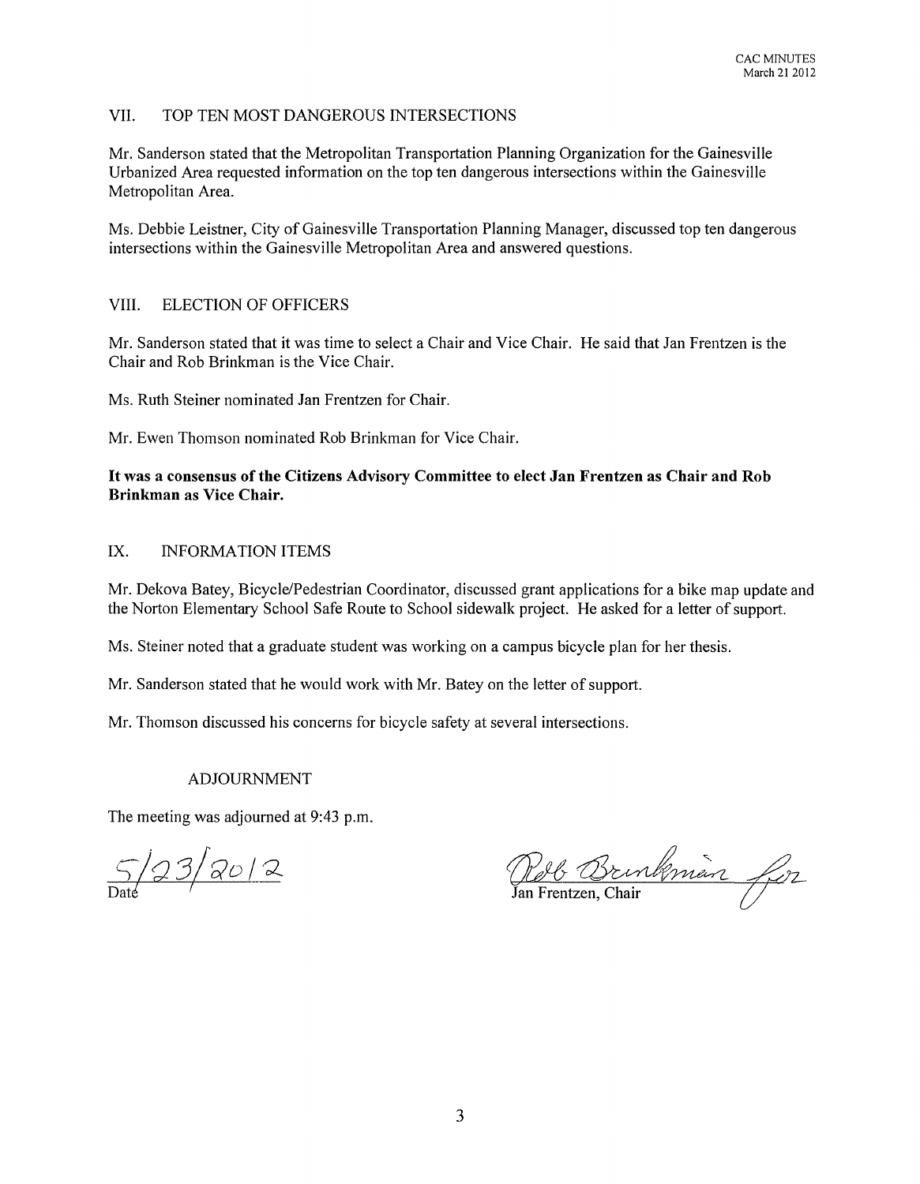## VII. TOP TEN MOST DANGEROUS INTERSECTIONS

Mr. Sanderson stated that the Metropolitan Transportation Planning Organization for the Gainesville Urbanized Area requested information on the top ten dangerous intersections within the Gainesville Metropolitan Area.

Ms. Debbie Leistner, City of Gainesville Transportation Planning Manager, discussed top ten dangerous intersections within the Gainesville Metropolitan Area and answered questions.

## VIII. ELECTION OF OFFICERS

Mr. Sanderson stated that it was time to select a Chair and Vice Chair. He said that Jan Frentzen is the Chair and Rob Brinkman is the Vice Chair.

Ms. Ruth Steiner nominated Jan Frentzen for Chair.

Mr. Ewen Thomson nominated Rob Brinkman for Vice Chair.

**It was a consensus of the Citizens Advisory Committee to elect Jan Frentzen as Chair and Rob Brinkman as Vice Chair.**

## IX. INFORMATION ITEMS

Mr. Dekova Batey, Bicycle/Pedestrian Coordinator, discussed grant applications for a bike map update and the Norton Elementary School Safe Route to School sidewalk project. He asked for a letter of support.

Ms. Steiner noted that a graduate student was working on a campus bicycle plan for her thesis.

Mr. Sanderson stated that he would work with Mr. Batey on the letter of support.

Mr. Thomson discussed his concerns for bicycle safety at several intersections.

## ADJOURNMENT

The meeting was adjourned at 9:43 p.m.

5/23/2012
Date

Rob Brinkman for
Jan Frentzen, Chair